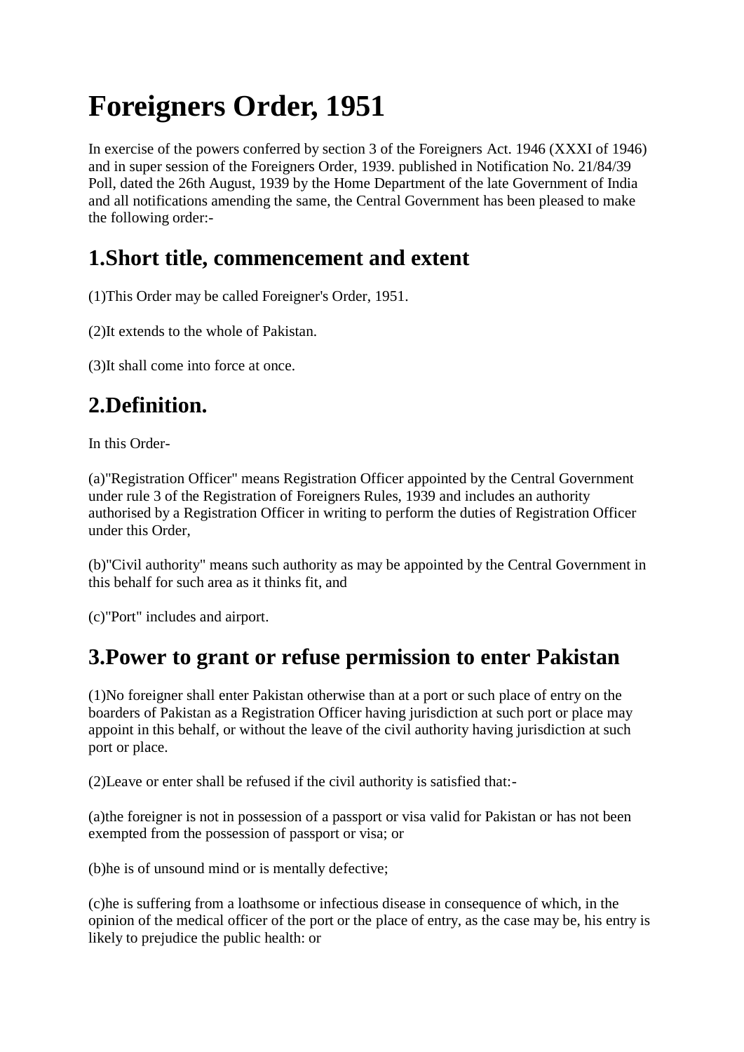# Foreigners Order, 1951

In exercise of the powers conferred by section 3 of the Foreigners Act. 1946 (XXXI of 1946) and in super session of the Foreigners Order, 1939. published in Notification No. 21/84/39 Poll, dated the 26th August, 1939 by the Home Department of the late Government of India and all notifications amending the same, the Central Government has been pleased to make the following order:-

## 1.Short title, commencement and extent

(1)This Order may be called Foreigner's Order, 1951.

(2)It extends to the whole of Pakistan.

(3)It shall come into force at once.

## 2.Definition.

In this Order-

(a)"Registration Officer" means Registration Officer appointed by the Central Government under rule 3 of the Registration of Foreigners Rules, 1939 and includes an authority authorised by a Registration Officer in writing to perform the duties of Registration Officer under this Order,

(b)"Civil authority" means such authority as may be appointed by the Central Government in this behalf for such area as it thinks fit, and

(c)"Port" includes and airport.

## 3.Power to grant or refuse permission to enter Pakistan

(1)No foreigner shall enter Pakistan otherwise than at a port or such place of entry on the boarders of Pakistan as a Registration Officer having jurisdiction at such port or place may appoint in this behalf, or without the leave of the civil authority having jurisdiction at such port or place.

(2)Leave or enter shall be refused if the civil authority is satisfied that:-

(a)the foreigner is not in possession of a passport or visa valid for Pakistan or has not been exempted from the possession of passport or visa; or

(b)he is of unsound mind or is mentally defective;

(c)he is suffering from a loathsome or infectious disease in consequence of which, in the opinion of the medical officer of the port or the place of entry, as the case may be, his entry is likely to prejudice the public health: or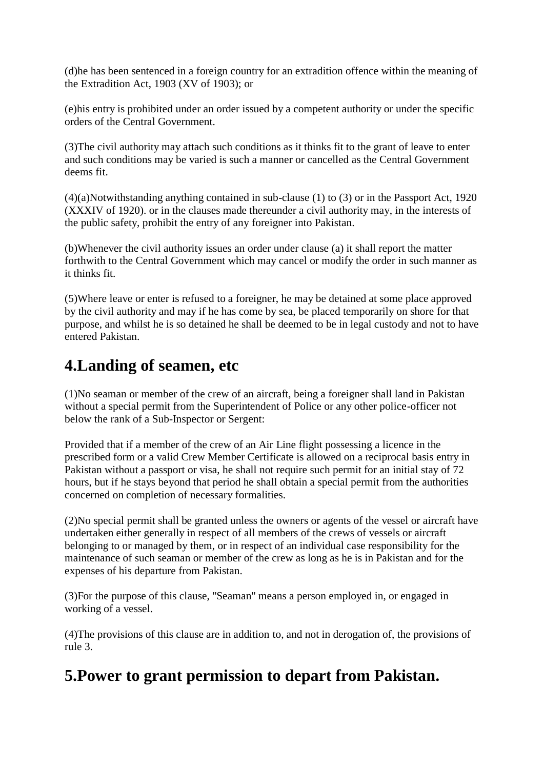(d)he has been sentenced in a foreign country for an extradition offence within the meaning of the Extradition Act, 1903 (XV of 1903); or

(e)his entry is prohibited under an order issued by a competent authority or under the specific orders of the Central Government.

(3)The civil authority may attach such conditions as it thinks fit to the grant of leave to enter and such conditions may be varied is such a manner or cancelled as the Central Government deems fit.

(4)(a)Notwithstanding anything contained in sub-clause (1) to (3) or in the Passport Act, 1920 (XXXIV of 1920). or in the clauses made thereunder a civil authority may, in the interests of the public safety, prohibit the entry of any foreigner into Pakistan.

(b)Whenever the civil authority issues an order under clause (a) it shall report the matter forthwith to the Central Government which may cancel or modify the order in such manner as it thinks fit.

(5)Where leave or enter is refused to a foreigner, he may be detained at some place approved by the civil authority and may if he has come by sea, be placed temporarily on shore for that purpose, and whilst he is so detained he shall be deemed to be in legal custody and not to have entered Pakistan.

## 4.Landing of seamen, etc

(1)No seaman or member of the crew of an aircraft, being a foreigner shall land in Pakistan without a special permit from the Superintendent of Police or any other police-officer not below the rank of a Sub-Inspector or Sergent:

Provided that if a member of the crew of an Air Line flight possessing a licence in the prescribed form or a valid Crew Member Certificate is allowed on a reciprocal basis entry in Pakistan without a passport or visa, he shall not require such permit for an initial stay of 72 hours, but if he stays beyond that period he shall obtain a special permit from the authorities concerned on completion of necessary formalities.

(2)No special permit shall be granted unless the owners or agents of the vessel or aircraft have undertaken either generally in respect of all members of the crews of vessels or aircraft belonging to or managed by them, or in respect of an individual case responsibility for the maintenance of such seaman or member of the crew as long as he is in Pakistan and for the expenses of his departure from Pakistan.

(3)For the purpose of this clause, "Seaman" means a person employed in, or engaged in working of a vessel.

(4)The provisions of this clause are in addition to, and not in derogation of, the provisions of rule 3.

## 5.Power to grant permission to depart from Pakistan.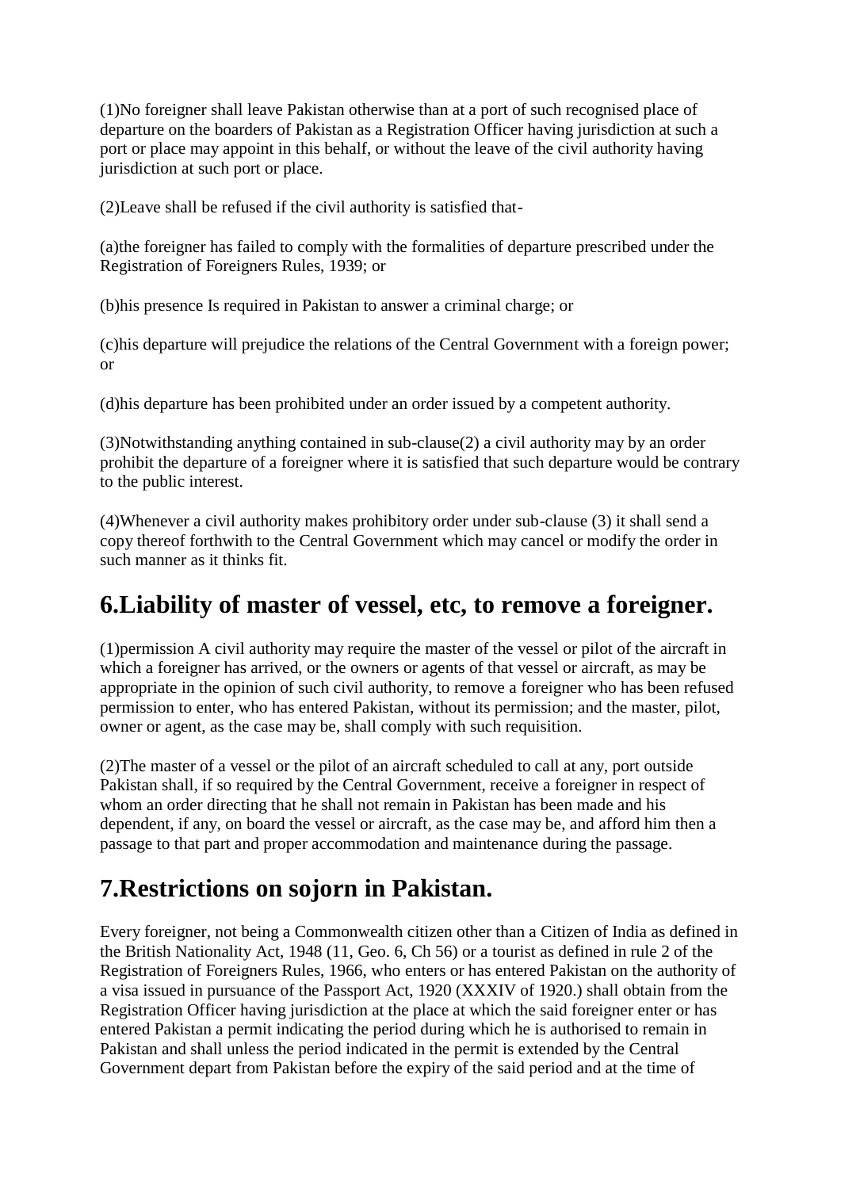(1)No foreigner shall leave Pakistan otherwise than at a port of such recognised place of departure on the boarders of Pakistan as a Registration Officer having jurisdiction at such a port or place may appoint in this behalf, or without the leave of the civil authority having jurisdiction at such port or place.

(2)Leave shall be refused if the civil authority is satisfied that-

(a)the foreigner has failed to comply with the formalities of departure prescribed under the Registration of Foreigners Rules, 1939; or

(b)his presence Is required in Pakistan to answer a criminal charge; or

(c)his departure will prejudice the relations of the Central Government with a foreign power; or

(d)his departure has been prohibited under an order issued by a competent authority.

(3)Notwithstanding anything contained in sub-clause(2) a civil authority may by an order prohibit the departure of a foreigner where it is satisfied that such departure would be contrary to the public interest.

(4)Whenever a civil authority makes prohibitory order under sub-clause (3) it shall send a copy thereof forthwith to the Central Government which may cancel or modify the order in such manner as it thinks fit.

## 6.Liability of master of vessel, etc, to remove a foreigner.

(1)permission A civil authority may require the master of the vessel or pilot of the aircraft in which a foreigner has arrived, or the owners or agents of that vessel or aircraft, as may be appropriate in the opinion of such civil authority, to remove a foreigner who has been refused permission to enter, who has entered Pakistan, without its permission; and the master, pilot, owner or agent, as the case may be, shall comply with such requisition.

(2)The master of a vessel or the pilot of an aircraft scheduled to call at any, port outside Pakistan shall, if so required by the Central Government, receive a foreigner in respect of whom an order directing that he shall not remain in Pakistan has been made and his dependent, if any, on board the vessel or aircraft, as the case may be, and afford him then a passage to that part and proper accommodation and maintenance during the passage.

## 7.Restrictions on sojorn in Pakistan.

Every foreigner, not being a Commonwealth citizen other than a Citizen of India as defined in the British Nationality Act, 1948 (11, Geo. 6, Ch 56) or a tourist as defined in rule 2 of the Registration of Foreigners Rules, 1966, who enters or has entered Pakistan on the authority of a visa issued in pursuance of the Passport Act, 1920 (XXXIV of 1920.) shall obtain from the Registration Officer having jurisdiction at the place at which the said foreigner enter or has entered Pakistan a permit indicating the period during which he is authorised to remain in Pakistan and shall unless the period indicated in the permit is extended by the Central Government depart from Pakistan before the expiry of the said period and at the time of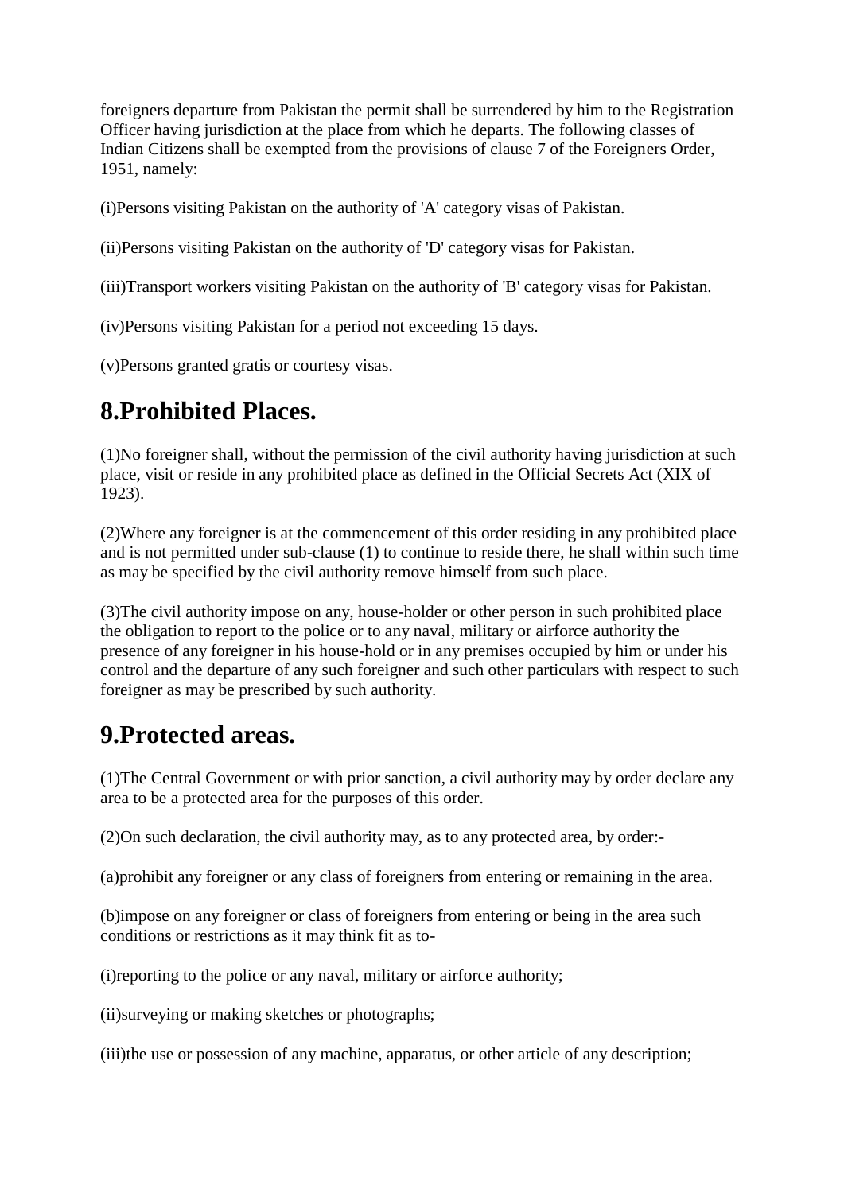foreigners departure from Pakistan the permit shall be surrendered by him to the Registration Officer having jurisdiction at the place from which he departs. The following classes of Indian Citizens shall be exempted from the provisions of clause 7 of the Foreigners Order, 1951, namely:

(i)Persons visiting Pakistan on the authority of 'A' category visas of Pakistan.

(ii)Persons visiting Pakistan on the authority of 'D' category visas for Pakistan.

(iii)Transport workers visiting Pakistan on the authority of 'B' category visas for Pakistan.

(iv)Persons visiting Pakistan for a period not exceeding 15 days.

(v)Persons granted gratis or courtesy visas.

## 8.Prohibited Places.

(1)No foreigner shall, without the permission of the civil authority having jurisdiction at such place, visit or reside in any prohibited place as defined in the Official Secrets Act (XIX of 1923).

(2)Where any foreigner is at the commencement of this order residing in any prohibited place and is not permitted under sub-clause (1) to continue to reside there, he shall within such time as may be specified by the civil authority remove himself from such place.

(3)The civil authority impose on any, house-holder or other person in such prohibited place the obligation to report to the police or to any naval, military or airforce authority the presence of any foreigner in his house-hold or in any premises occupied by him or under his control and the departure of any such foreigner and such other particulars with respect to such foreigner as may be prescribed by such authority.

## 9.Protected areas.

(1)The Central Government or with prior sanction, a civil authority may by order declare any area to be a protected area for the purposes of this order.

(2)On such declaration, the civil authority may, as to any protected area, by order:-

(a)prohibit any foreigner or any class of foreigners from entering or remaining in the area.

(b)impose on any foreigner or class of foreigners from entering or being in the area such conditions or restrictions as it may think fit as to-

(i)reporting to the police or any naval, military or airforce authority;

(ii)surveying or making sketches or photographs;

(iii)the use or possession of any machine, apparatus, or other article of any description;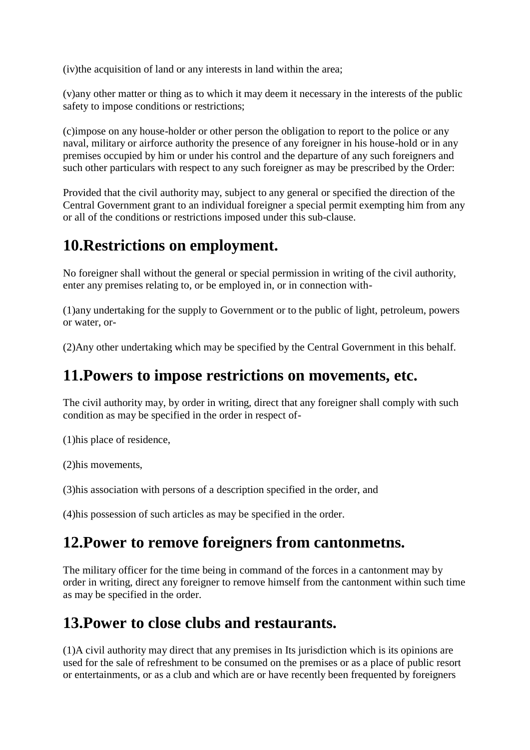(iv)the acquisition of land or any interests in land within the area;

(v)any other matter or thing as to which it may deem it necessary in the interests of the public safety to impose conditions or restrictions;

(c)impose on any house-holder or other person the obligation to report to the police or any naval, military or airforce authority the presence of any foreigner in his house-hold or in any premises occupied by him or under his control and the departure of any such foreigners and such other particulars with respect to any such foreigner as may be prescribed by the Order:

Provided that the civil authority may, subject to any general or specified the direction of the Central Government grant to an individual foreigner a special permit exempting him from any or all of the conditions or restrictions imposed under this sub-clause.

## 10.Restrictions on employment.

No foreigner shall without the general or special permission in writing of the civil authority, enter any premises relating to, or be employed in, or in connection with-

(1)any undertaking for the supply to Government or to the public of light, petroleum, powers or water, or-

(2)Any other undertaking which may be specified by the Central Government in this behalf.

## 11.Powers to impose restrictions on movements, etc.

The civil authority may, by order in writing, direct that any foreigner shall comply with such condition as may be specified in the order in respect of-

(1)his place of residence,

(2)his movements,

(3)his association with persons of a description specified in the order, and

(4)his possession of such articles as may be specified in the order.

## 12.Power to remove foreigners from cantonmetns.

The military officer for the time being in command of the forces in a cantonment may by order in writing, direct any foreigner to remove himself from the cantonment within such time as may be specified in the order.

## 13.Power to close clubs and restaurants.

(1)A civil authority may direct that any premises in Its jurisdiction which is its opinions are used for the sale of refreshment to be consumed on the premises or as a place of public resort or entertainments, or as a club and which are or have recently been frequented by foreigners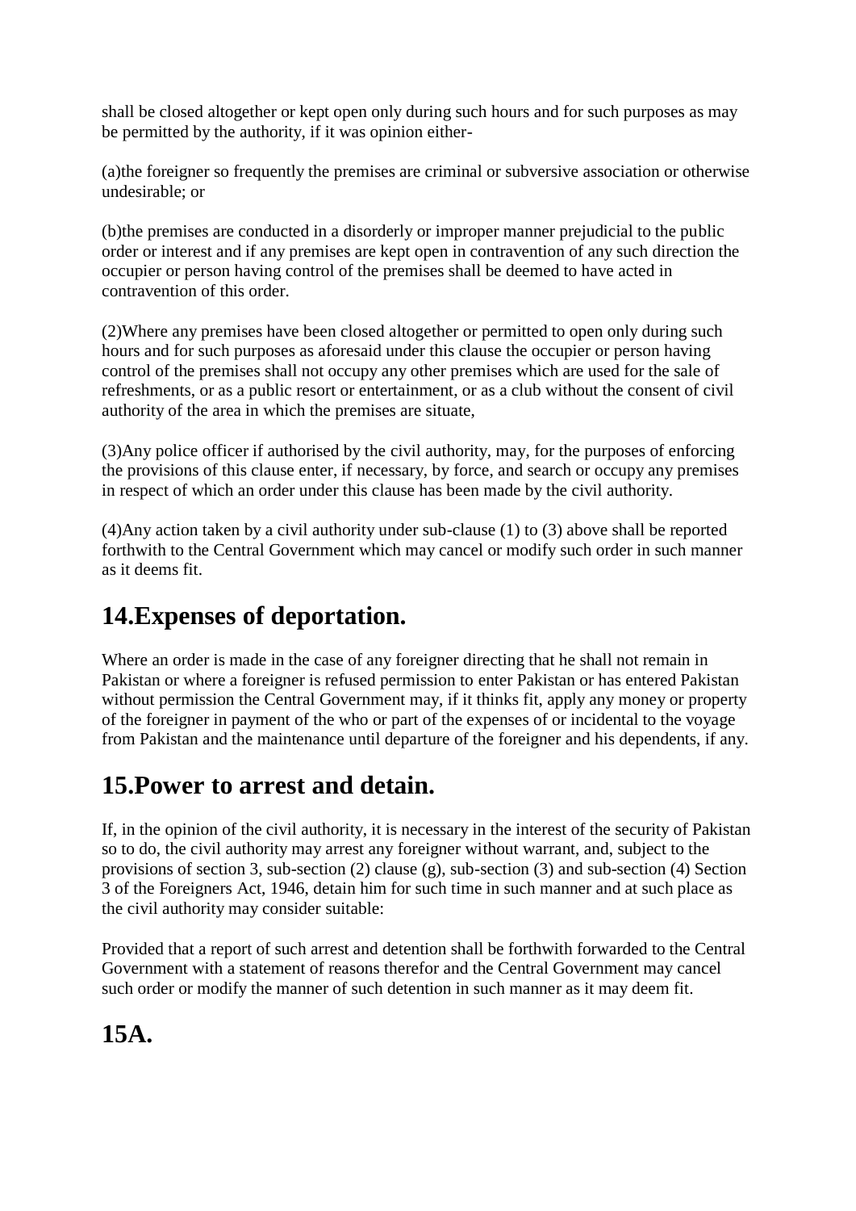shall be closed altogether or kept open only during such hours and for such purposes as may be permitted by the authority, if it was opinion either-

(a)the foreigner so frequently the premises are criminal or subversive association or otherwise undesirable; or

(b)the premises are conducted in a disorderly or improper manner prejudicial to the public order or interest and if any premises are kept open in contravention of any such direction the occupier or person having control of the premises shall be deemed to have acted in contravention of this order.

(2)Where any premises have been closed altogether or permitted to open only during such hours and for such purposes as aforesaid under this clause the occupier or person having control of the premises shall not occupy any other premises which are used for the sale of refreshments, or as a public resort or entertainment, or as a club without the consent of civil authority of the area in which the premises are situate,

(3)Any police officer if authorised by the civil authority, may, for the purposes of enforcing the provisions of this clause enter, if necessary, by force, and search or occupy any premises in respect of which an order under this clause has been made by the civil authority.

(4)Any action taken by a civil authority under sub-clause (1) to (3) above shall be reported forthwith to the Central Government which may cancel or modify such order in such manner as it deems fit.

## 14.Expenses of deportation.

Where an order is made in the case of any foreigner directing that he shall not remain in Pakistan or where a foreigner is refused permission to enter Pakistan or has entered Pakistan without permission the Central Government may, if it thinks fit, apply any money or property of the foreigner in payment of the who or part of the expenses of or incidental to the voyage from Pakistan and the maintenance until departure of the foreigner and his dependents, if any.

## 15.Power to arrest and detain.

If, in the opinion of the civil authority, it is necessary in the interest of the security of Pakistan so to do, the civil authority may arrest any foreigner without warrant, and, subject to the provisions of section 3, sub-section (2) clause (g), sub-section (3) and sub-section (4) Section 3 of the Foreigners Act, 1946, detain him for such time in such manner and at such place as the civil authority may consider suitable:

Provided that a report of such arrest and detention shall be forthwith forwarded to the Central Government with a statement of reasons therefor and the Central Government may cancel such order or modify the manner of such detention in such manner as it may deem fit.

## 15A.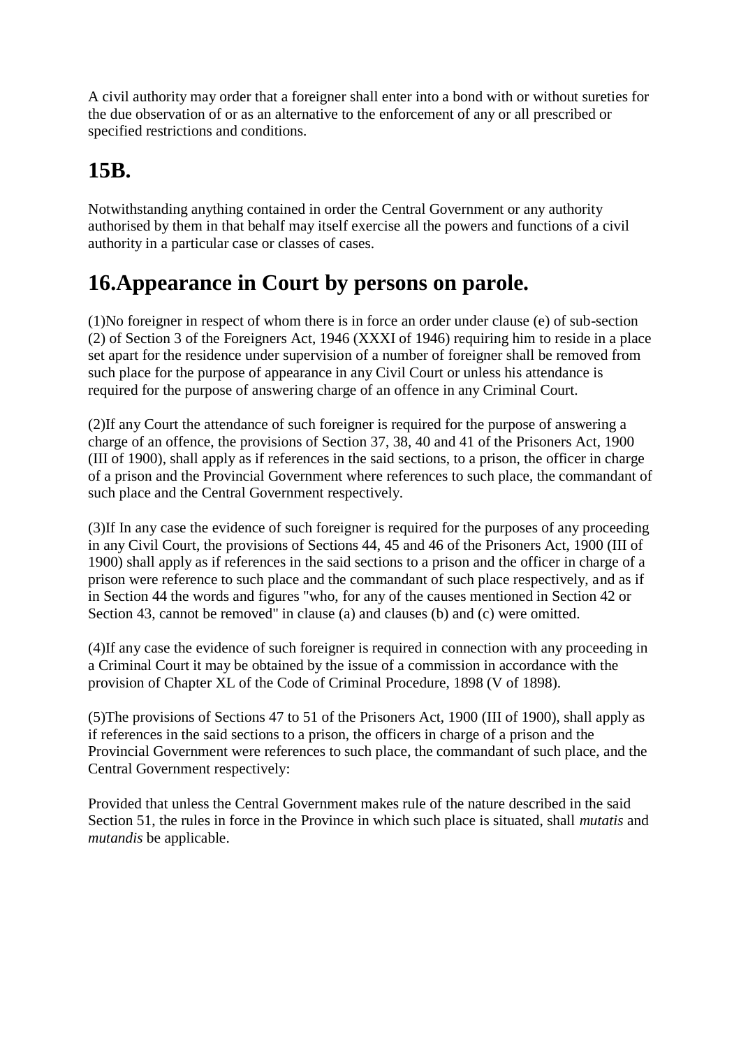A civil authority may order that a foreigner shall enter into a bond with or without sureties for the due observation of or as an alternative to the enforcement of any or all prescribed or specified restrictions and conditions.

## 15B.

Notwithstanding anything contained in order the Central Government or any authority authorised by them in that behalf may itself exercise all the powers and functions of a civil authority in a particular case or classes of cases.

## 16.Appearance in Court by persons on parole.

(1)No foreigner in respect of whom there is in force an order under clause (e) of sub-section (2) of Section 3 of the Foreigners Act, 1946 (XXXI of 1946) requiring him to reside in a place set apart for the residence under supervision of a number of foreigner shall be removed from such place for the purpose of appearance in any Civil Court or unless his attendance is required for the purpose of answering charge of an offence in any Criminal Court.

(2)If any Court the attendance of such foreigner is required for the purpose of answering a charge of an offence, the provisions of Section 37, 38, 40 and 41 of the Prisoners Act, 1900 (III of 1900), shall apply as if references in the said sections, to a prison, the officer in charge of a prison and the Provincial Government where references to such place, the commandant of such place and the Central Government respectively.

(3)If In any case the evidence of such foreigner is required for the purposes of any proceeding in any Civil Court, the provisions of Sections 44, 45 and 46 of the Prisoners Act, 1900 (III of 1900) shall apply as if references in the said sections to a prison and the officer in charge of a prison were reference to such place and the commandant of such place respectively, and as if in Section 44 the words and figures "who, for any of the causes mentioned in Section 42 or Section 43, cannot be removed" in clause (a) and clauses (b) and (c) were omitted.

(4)If any case the evidence of such foreigner is required in connection with any proceeding in a Criminal Court it may be obtained by the issue of a commission in accordance with the provision of Chapter XL of the Code of Criminal Procedure, 1898 (V of 1898).

(5)The provisions of Sections 47 to 51 of the Prisoners Act, 1900 (III of 1900), shall apply as if references in the said sections to a prison, the officers in charge of a prison and the Provincial Government were references to such place, the commandant of such place, and the Central Government respectively:

Provided that unless the Central Government makes rule of the nature described in the said Section 51, the rules in force in the Province in which such place is situated, shall *mutatis* and *mutandis* be applicable.